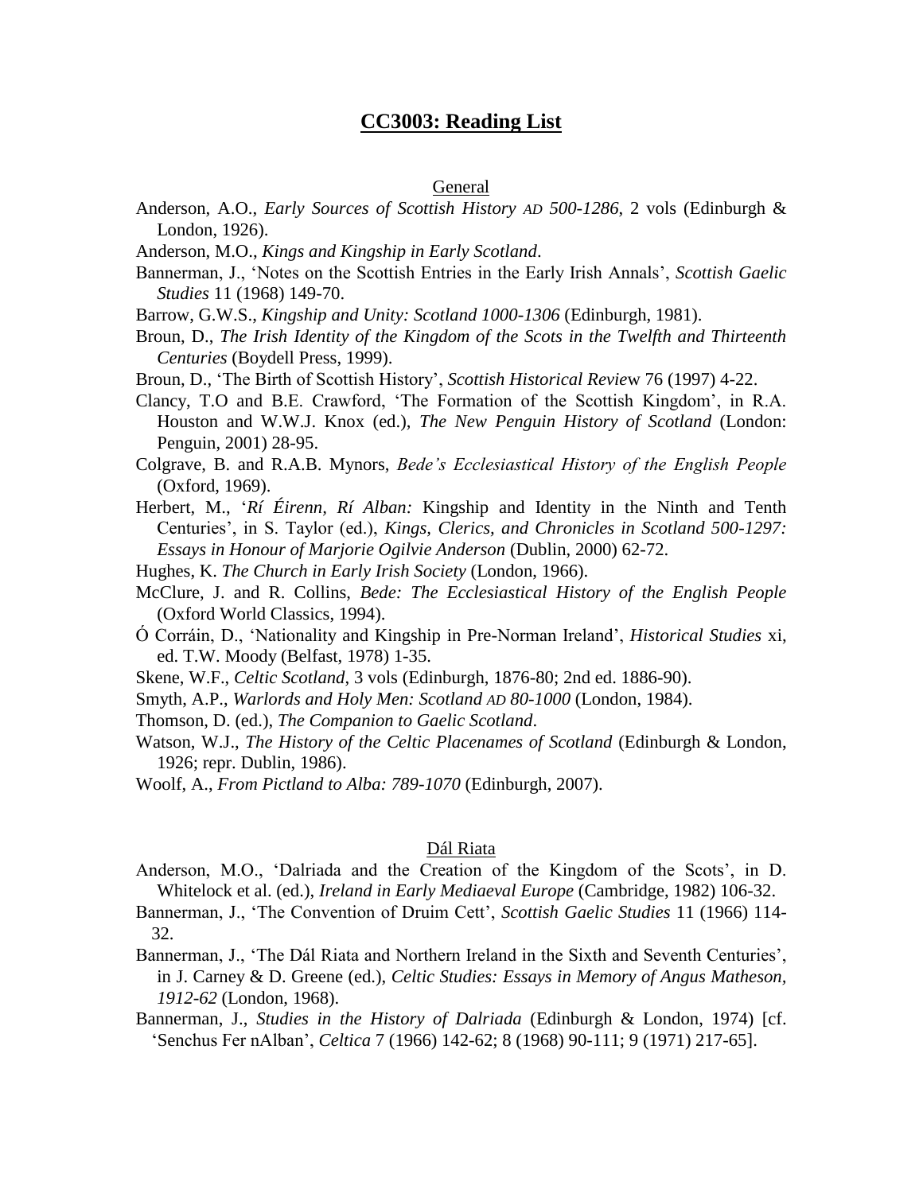# CC3003: Reading List

## General

Anderson, A.O., *Early Sources of Scottish History AD 500-1286*, 2 vols (Edinburgh & London, 1926).

Anderson, M.O., *Kings and Kingship in Early Scotland*.

Bannerman, J., 'Notes on the Scottish Entries in the Early Irish Annals', *Scottish Gaelic Studies* 11 (1968) 149-70.

Barrow, G.W.S., *Kingship and Unity: Scotland 1000-1306* (Edinburgh, 1981).

Broun, D., *The Irish Identity of the Kingdom of the Scots in the Twelfth and Thirteenth Centuries* (Boydell Press, 1999).

Broun, D., 'The Birth of Scottish History', *Scottish Historical Review* 76 (1997) 4-22.

Clancy, T.O and B.E. Crawford, 'The Formation of the Scottish Kingdom', in R.A. Houston and W.W.J. Knox (ed.), *The New Penguin History of Scotland* (London: Penguin, 2001) 28-95.

Colgrave, B. and R.A.B. Mynors, *Bede's Ecclesiastical History of the English People* (Oxford, 1969).

Herbert, M., '*Rí Éirenn, Rí Alban:* Kingship and Identity in the Ninth and Tenth Centuries', in S. Taylor (ed.), *Kings, Clerics, and Chronicles in Scotland 500-1297: Essays in Honour of Marjorie Ogilvie Anderson* (Dublin, 2000) 62-72.

Hughes, K. *The Church in Early Irish Society* (London, 1966).

McClure, J. and R. Collins, *Bede: The Ecclesiastical History of the English People* (Oxford World Classics, 1994).

Ó Corráin, D., 'Nationality and Kingship in Pre-Norman Ireland', *Historical Studies* xi, ed. T.W. Moody (Belfast, 1978) 1-35.

Skene, W.F., *Celtic Scotland*, 3 vols (Edinburgh, 1876-80; 2nd ed. 1886-90).

Smyth, A.P., *Warlords and Holy Men: Scotland AD 80-1000* (London, 1984).

Thomson, D. (ed.), *The Companion to Gaelic Scotland*.

Watson, W.J., *The History of the Celtic Placenames of Scotland* (Edinburgh & London, 1926; repr. Dublin, 1986).

Woolf, A., *From Pictland to Alba: 789-1070* (Edinburgh, 2007).

## Dál Riata

Anderson, M.O., 'Dalriada and the Creation of the Kingdom of the Scots', in D. Whitelock et al. (ed.), *Ireland in Early Mediaeval Europe* (Cambridge, 1982) 106-32.

Bannerman, J., 'The Convention of Druim Cett', *Scottish Gaelic Studies* 11 (1966) 114-32.

Bannerman, J., 'The Dál Riata and Northern Ireland in the Sixth and Seventh Centuries', in J. Carney & D. Greene (ed.), *Celtic Studies: Essays in Memory of Angus Matheson, 1912-62* (London, 1968).

Bannerman, J., *Studies in the History of Dalriada* (Edinburgh & London, 1974) [cf. 'Senchus Fer nAlban', *Celtica* 7 (1966) 142-62; 8 (1968) 90-111; 9 (1971) 217-65].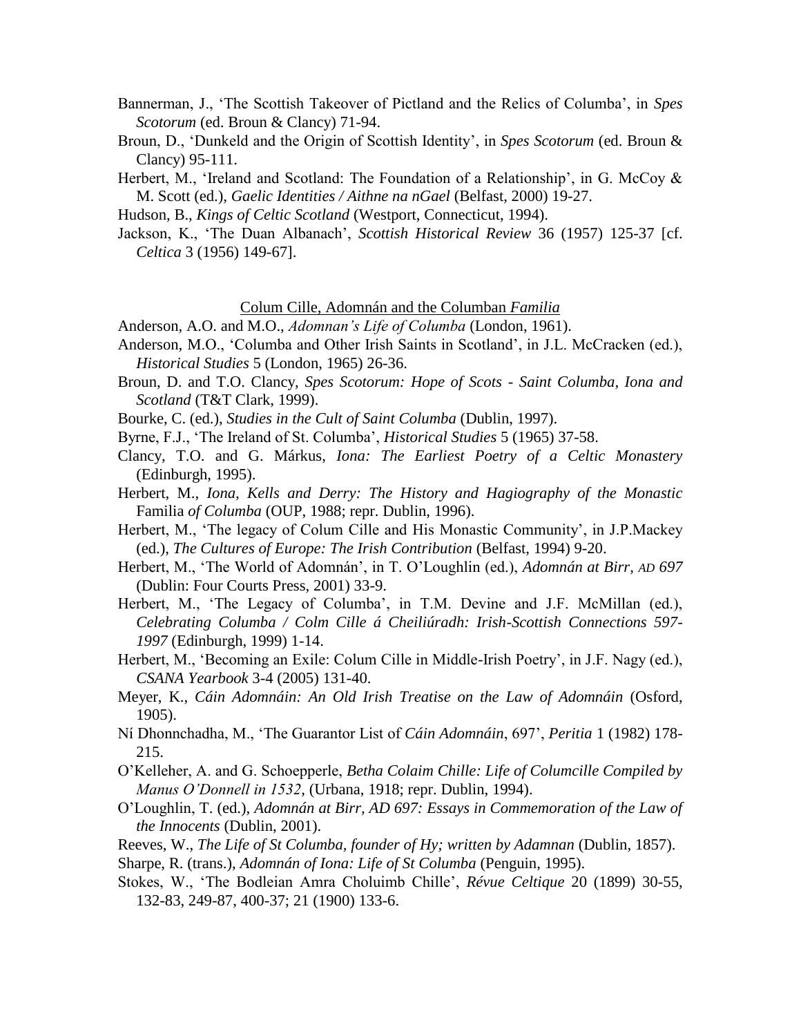Bannerman, J., 'The Scottish Takeover of Pictland and the Relics of Columba', in *Spes Scotorum* (ed. Broun & Clancy) 71-94.

Broun, D., 'Dunkeld and the Origin of Scottish Identity', in *Spes Scotorum* (ed. Broun & Clancy) 95-111.

Herbert, M., 'Ireland and Scotland: The Foundation of a Relationship', in G. McCoy & M. Scott (ed.), *Gaelic Identities / Aithne na nGael* (Belfast, 2000) 19-27.

Hudson, B., *Kings of Celtic Scotland* (Westport, Connecticut, 1994).

Jackson, K., 'The Duan Albanach', *Scottish Historical Review* 36 (1957) 125-37 [cf. *Celtica* 3 (1956) 149-67].

## Colum Cille, Adomnán and the Columban *Familia*

Anderson, A.O. and M.O., *Adomnan's Life of Columba* (London, 1961).

Anderson, M.O., 'Columba and Other Irish Saints in Scotland', in J.L. McCracken (ed.), *Historical Studies* 5 (London, 1965) 26-36.

Broun, D. and T.O. Clancy, *Spes Scotorum: Hope of Scots - Saint Columba, Iona and Scotland* (T&T Clark, 1999).

Bourke, C. (ed.), *Studies in the Cult of Saint Columba* (Dublin, 1997).

Byrne, F.J., 'The Ireland of St. Columba', *Historical Studies* 5 (1965) 37-58.

Clancy, T.O. and G. Márkus, *Iona: The Earliest Poetry of a Celtic Monastery* (Edinburgh, 1995).

Herbert, M., *Iona, Kells and Derry: The History and Hagiography of the Monastic* Familia *of Columba* (OUP, 1988; repr. Dublin, 1996).

Herbert, M., 'The legacy of Colum Cille and His Monastic Community', in J.P.Mackey (ed.), *The Cultures of Europe: The Irish Contribution* (Belfast, 1994) 9-20.

Herbert, M., 'The World of Adomnán', in T. O'Loughlin (ed.), *Adomnán at Birr, AD 697* (Dublin: Four Courts Press, 2001) 33-9.

Herbert, M., 'The Legacy of Columba', in T.M. Devine and J.F. McMillan (ed.), *Celebrating Columba / Colm Cille á Cheiliúradh: Irish-Scottish Connections 597-1997* (Edinburgh, 1999) 1-14.

Herbert, M., 'Becoming an Exile: Colum Cille in Middle-Irish Poetry', in J.F. Nagy (ed.), *CSANA Yearbook* 3-4 (2005) 131-40.

Meyer, K., *Cáin Adomnáin: An Old Irish Treatise on the Law of Adomnáin* (Osford, 1905).

Ní Dhonnchadha, M., 'The Guarantor List of *Cáin Adomnáin*, 697', *Peritia* 1 (1982) 178-215.

O'Kelleher, A. and G. Schoepperle, *Betha Colaim Chille: Life of Columcille Compiled by Manus O'Donnell in 1532*, (Urbana, 1918; repr. Dublin, 1994).

O'Loughlin, T. (ed.), *Adomnán at Birr, AD 697: Essays in Commemoration of the Law of the Innocents* (Dublin, 2001).

Reeves, W., *The Life of St Columba, founder of Hy; written by Adamnan* (Dublin, 1857).

Sharpe, R. (trans.), *Adomnán of Iona: Life of St Columba* (Penguin, 1995).

Stokes, W., 'The Bodleian Amra Choluimb Chille', *Révue Celtique* 20 (1899) 30-55, 132-83, 249-87, 400-37; 21 (1900) 133-6.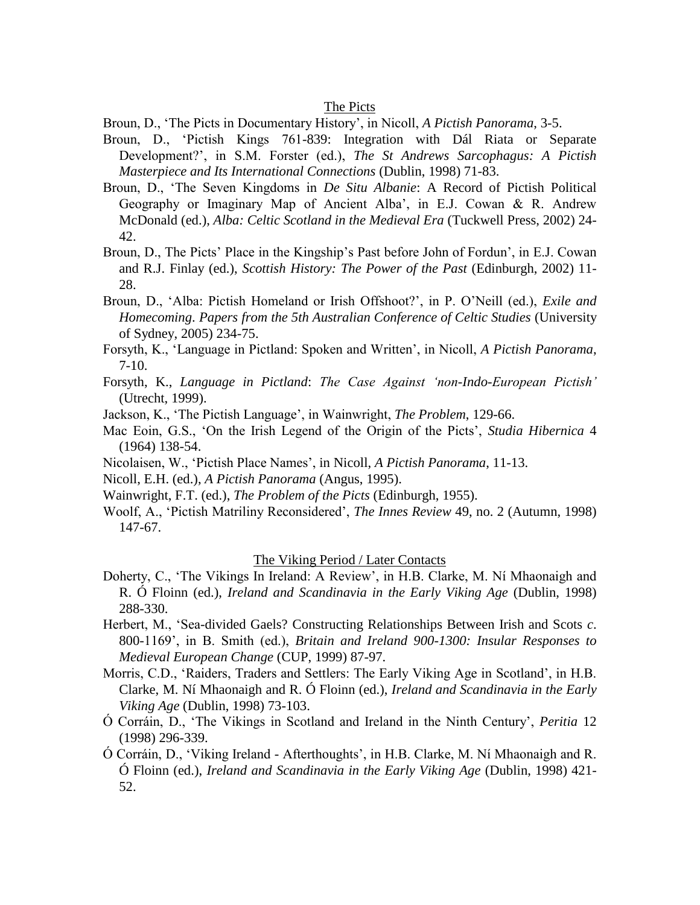## The Picts

Broun, D., 'The Picts in Documentary History', in Nicoll, *A Pictish Panorama*, 3-5.

Broun, D., 'Pictish Kings 761-839: Integration with Dál Riata or Separate Development?', in S.M. Forster (ed.), *The St Andrews Sarcophagus: A Pictish Masterpiece and Its International Connections* (Dublin, 1998) 71-83.

Broun, D., 'The Seven Kingdoms in *De Situ Albanie*: A Record of Pictish Political Geography or Imaginary Map of Ancient Alba', in E.J. Cowan & R. Andrew McDonald (ed.), *Alba: Celtic Scotland in the Medieval Era* (Tuckwell Press, 2002) 24-42.

Broun, D., The Picts' Place in the Kingship's Past before John of Fordun', in E.J. Cowan and R.J. Finlay (ed.), *Scottish History: The Power of the Past* (Edinburgh, 2002) 11-28.

Broun, D., 'Alba: Pictish Homeland or Irish Offshoot?', in P. O'Neill (ed.), *Exile and Homecoming. Papers from the 5th Australian Conference of Celtic Studies* (University of Sydney, 2005) 234-75.

Forsyth, K., 'Language in Pictland: Spoken and Written', in Nicoll, *A Pictish Panorama*, 7-10.

Forsyth, K., *Language in Pictland*: *The Case Against 'non-Indo-European Pictish'* (Utrecht, 1999).

Jackson, K., 'The Pictish Language', in Wainwright, *The Problem*, 129-66.

Mac Eoin, G.S., 'On the Irish Legend of the Origin of the Picts', *Studia Hibernica* 4 (1964) 138-54.

Nicolaisen, W., 'Pictish Place Names', in Nicoll, *A Pictish Panorama*, 11-13.

Nicoll, E.H. (ed.), *A Pictish Panorama* (Angus, 1995).

Wainwright, F.T. (ed.), *The Problem of the Picts* (Edinburgh, 1955).

Woolf, A., 'Pictish Matriliny Reconsidered', *The Innes Review* 49, no. 2 (Autumn, 1998) 147-67.

## The Viking Period / Later Contacts

Doherty, C., 'The Vikings In Ireland: A Review', in H.B. Clarke, M. Ní Mhaonaigh and R. Ó Floinn (ed.), *Ireland and Scandinavia in the Early Viking Age* (Dublin, 1998) 288-330.

Herbert, M., 'Sea-divided Gaels? Constructing Relationships Between Irish and Scots *c*. 800-1169', in B. Smith (ed.), *Britain and Ireland 900-1300: Insular Responses to Medieval European Change* (CUP, 1999) 87-97.

Morris, C.D., 'Raiders, Traders and Settlers: The Early Viking Age in Scotland', in H.B. Clarke, M. Ní Mhaonaigh and R. Ó Floinn (ed.), *Ireland and Scandinavia in the Early Viking Age* (Dublin, 1998) 73-103.

Ó Corráin, D., 'The Vikings in Scotland and Ireland in the Ninth Century', *Peritia* 12 (1998) 296-339.

Ó Corráin, D., 'Viking Ireland - Afterthoughts', in H.B. Clarke, M. Ní Mhaonaigh and R. Ó Floinn (ed.), *Ireland and Scandinavia in the Early Viking Age* (Dublin, 1998) 421-52.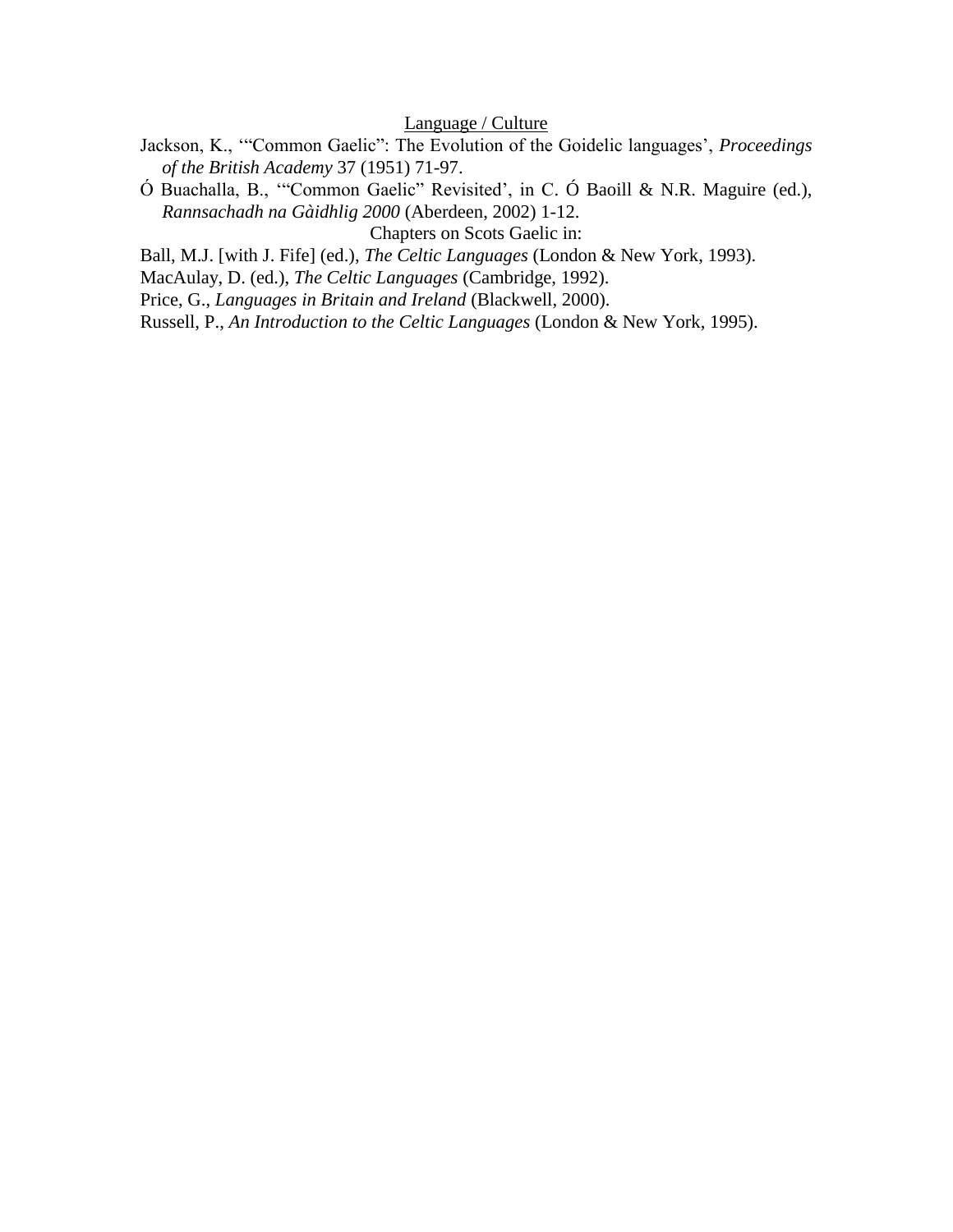<u>Language / Culture</u>

Jackson, K., '"Common Gaelic": The Evolution of the Goidelic languages', *Proceedings of the British Academy* 37 (1951) 71-97.

Ó Buachalla, B., '"Common Gaelic" Revisited', in C. Ó Baoill & N.R. Maguire (ed.), *Rannsachadh na Gàidhlig 2000* (Aberdeen, 2002) 1-12.

Chapters on Scots Gaelic in:

Ball, M.J. [with J. Fife] (ed.), *The Celtic Languages* (London & New York, 1993).

MacAulay, D. (ed.), *The Celtic Languages* (Cambridge, 1992).

Price, G., *Languages in Britain and Ireland* (Blackwell, 2000).

Russell, P., *An Introduction to the Celtic Languages* (London & New York, 1995).